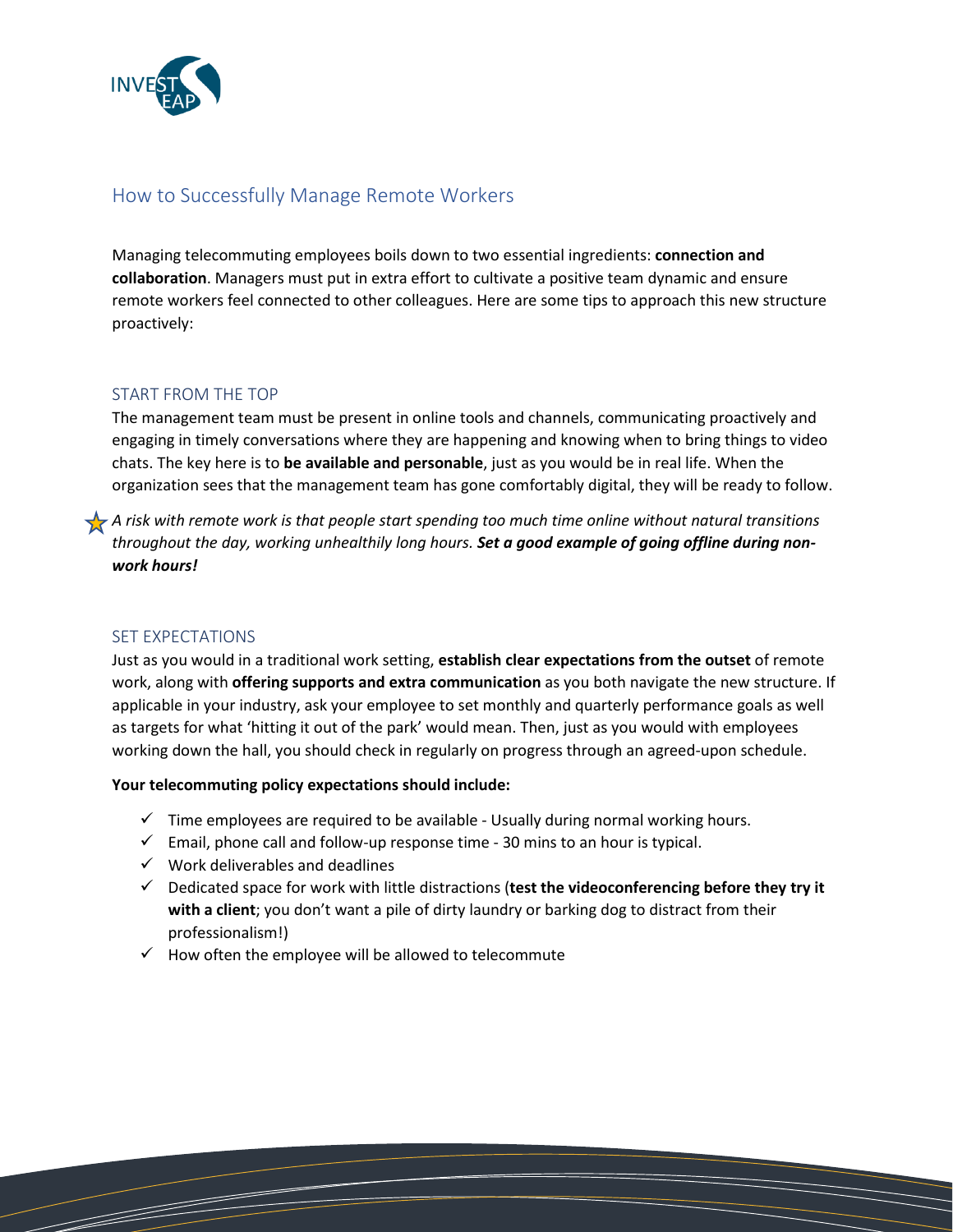# How to Successfully Manage Remote Workers

Managing telecommuting employees boils down to two essential ingredients: **connection and collaboration**. Managers must put in extra effort to cultivate a positive team dynamic and ensure remote workers feel connected to other colleagues. Here are some tips to approach this new structure proactively:

## START FROM THE TOP

The management team must be present in online tools and channels, communicating proactively and engaging in timely conversations where they are happening and knowing when to bring things to video chats. The key here is to **be available and personable**, just as you would be in real life. When the organization sees that the management team has gone comfortably digital, they will be ready to follow.

★ *A risk with remote work is that people start spending too much time online without natural transitions throughout the day, working unhealthily long hours.* ***Set a good example of going offline during non-work hours!***

## SET EXPECTATIONS

Just as you would in a traditional work setting, **establish clear expectations from the outset** of remote work, along with **offering supports and extra communication** as you both navigate the new structure. If applicable in your industry, ask your employee to set monthly and quarterly performance goals as well as targets for what 'hitting it out of the park' would mean. Then, just as you would with employees working down the hall, you should check in regularly on progress through an agreed-upon schedule.

**Your telecommuting policy expectations should include:**

- ✓ Time employees are required to be available - Usually during normal working hours.
- ✓ Email, phone call and follow-up response time - 30 mins to an hour is typical.
- ✓ Work deliverables and deadlines
- ✓ Dedicated space for work with little distractions (**test the videoconferencing before they try it with a client**; you don't want a pile of dirty laundry or barking dog to distract from their professionalism!)
- ✓ How often the employee will be allowed to telecommute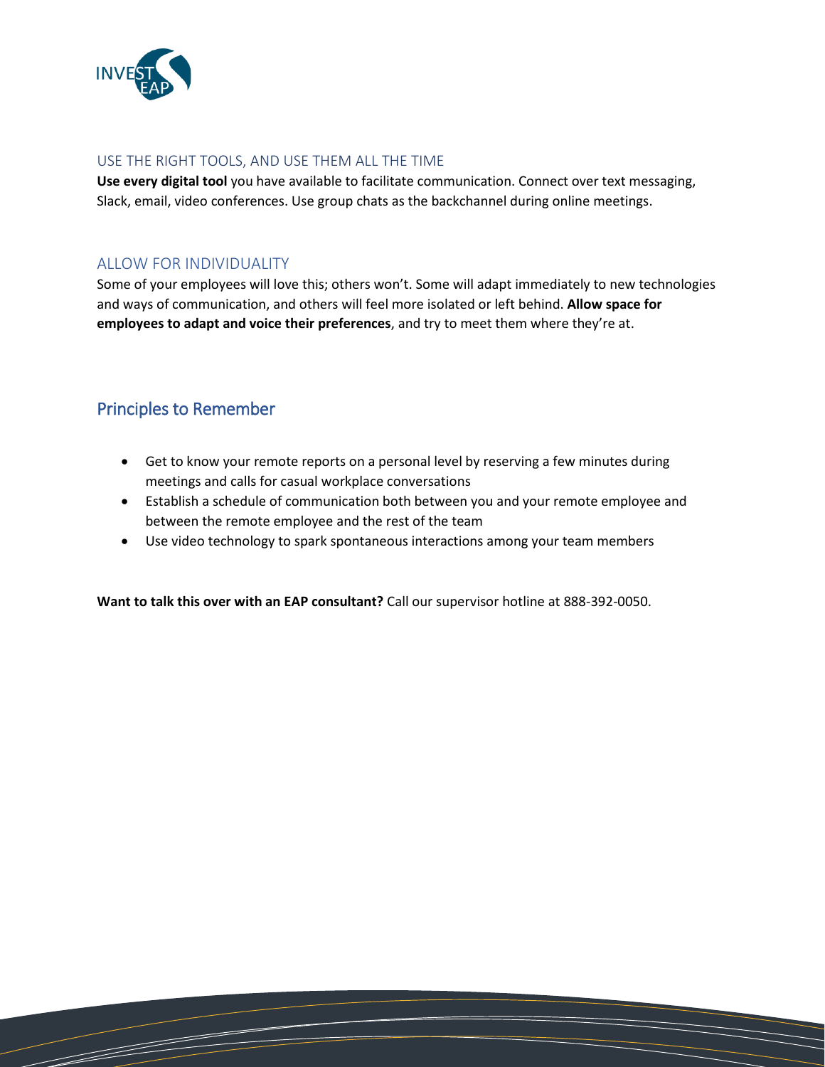### USE THE RIGHT TOOLS, AND USE THEM ALL THE TIME

**Use every digital tool** you have available to facilitate communication. Connect over text messaging, Slack, email, video conferences. Use group chats as the backchannel during online meetings.

### ALLOW FOR INDIVIDUALITY

Some of your employees will love this; others won't. Some will adapt immediately to new technologies and ways of communication, and others will feel more isolated or left behind. **Allow space for employees to adapt and voice their preferences**, and try to meet them where they're at.

## Principles to Remember

- Get to know your remote reports on a personal level by reserving a few minutes during meetings and calls for casual workplace conversations
- Establish a schedule of communication both between you and your remote employee and between the remote employee and the rest of the team
- Use video technology to spark spontaneous interactions among your team members

**Want to talk this over with an EAP consultant?** Call our supervisor hotline at 888-392-0050.